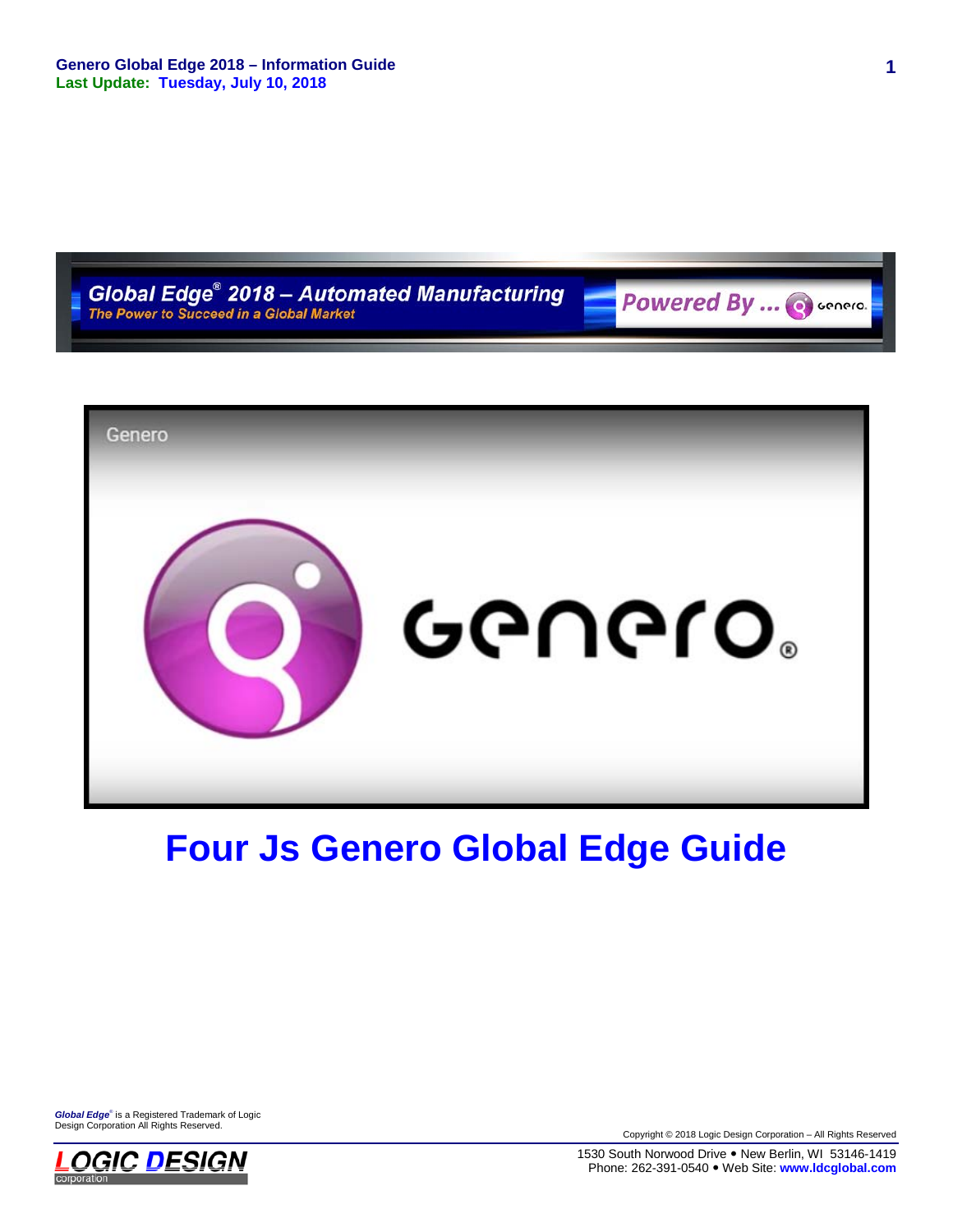Genero Global Edge 2018 – Information Guide
Last Update: Tuesday, July 10, 2018

Global Edge® 2018 – Automated Manufacturing
The Power to Succeed in a Global Market

Powered By ... genero.

# Four Js Genero Global Edge Guide

*Global Edge*® is a Registered Trademark of Logic Design Corporation All Rights Reserved.

Copyright © 2018 Logic Design Corporation – All Rights Reserved

LOGIC DESIGN corporation

1530 South Norwood Drive • New Berlin, WI 53146-1419
Phone: 262-391-0540 • Web Site: www.ldcglobal.com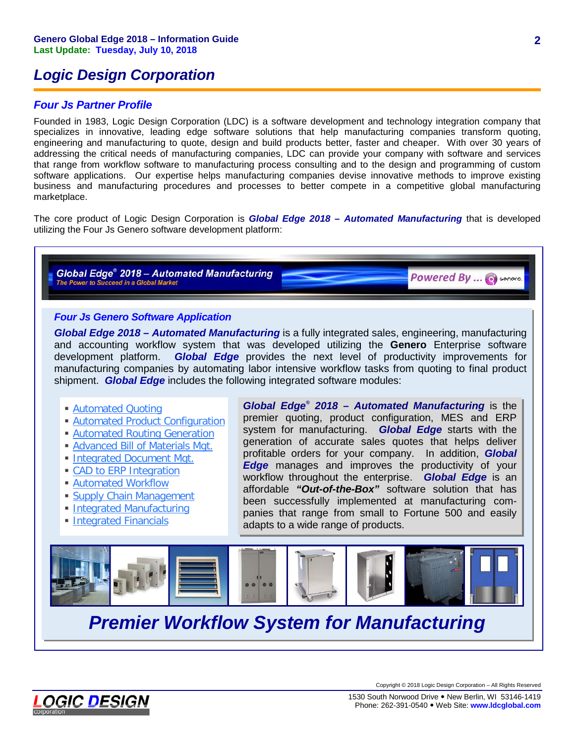# Logic Design Corporation

## Four Js Partner Profile

Founded in 1983, Logic Design Corporation (LDC) is a software development and technology integration company that specializes in innovative, leading edge software solutions that help manufacturing companies transform quoting, engineering and manufacturing to quote, design and build products better, faster and cheaper. With over 30 years of addressing the critical needs of manufacturing companies, LDC can provide your company with software and services that range from workflow software to manufacturing process consulting and to the design and programming of custom software applications. Our expertise helps manufacturing companies devise innovative methods to improve existing business and manufacturing procedures and processes to better compete in a competitive global manufacturing marketplace.

The core product of Logic Design Corporation is ***Global Edge 2018 – Automated Manufacturing*** that is developed utilizing the Four Js Genero software development platform:

***Global Edge® 2018 – Automated Manufacturing***
*The Power to Succeed in a Global Market*
*Powered By ... Genero*

### Four Js Genero Software Application

***Global Edge 2018 – Automated Manufacturing*** is a fully integrated sales, engineering, manufacturing and accounting workflow system that was developed utilizing the **Genero** Enterprise software development platform. ***Global Edge*** provides the next level of productivity improvements for manufacturing companies by automating labor intensive workflow tasks from quoting to final product shipment. ***Global Edge*** includes the following integrated software modules:

- Automated Quoting
- Automated Product Configuration
- Automated Routing Generation
- Advanced Bill of Materials Mgt.
- Integrated Document Mgt.
- CAD to ERP Integration
- Automated Workflow
- Supply Chain Management
- Integrated Manufacturing
- Integrated Financials

***Global Edge® 2018 – Automated Manufacturing*** is the premier quoting, product configuration, MES and ERP system for manufacturing. ***Global Edge*** starts with the generation of accurate sales quotes that helps deliver profitable orders for your company. In addition, ***Global Edge*** manages and improves the productivity of your workflow throughout the enterprise. ***Global Edge*** is an affordable ***"Out-of-the-Box"*** software solution that has been successfully implemented at manufacturing companies that range from small to Fortune 500 and easily adapts to a wide range of products.

***Premier Workflow System for Manufacturing***

Copyright © 2018 Logic Design Corporation – All Rights Reserved

1530 South Norwood Drive • New Berlin, WI 53146-1419
Phone: 262-391-0540 • Web Site: **www.ldcglobal.com**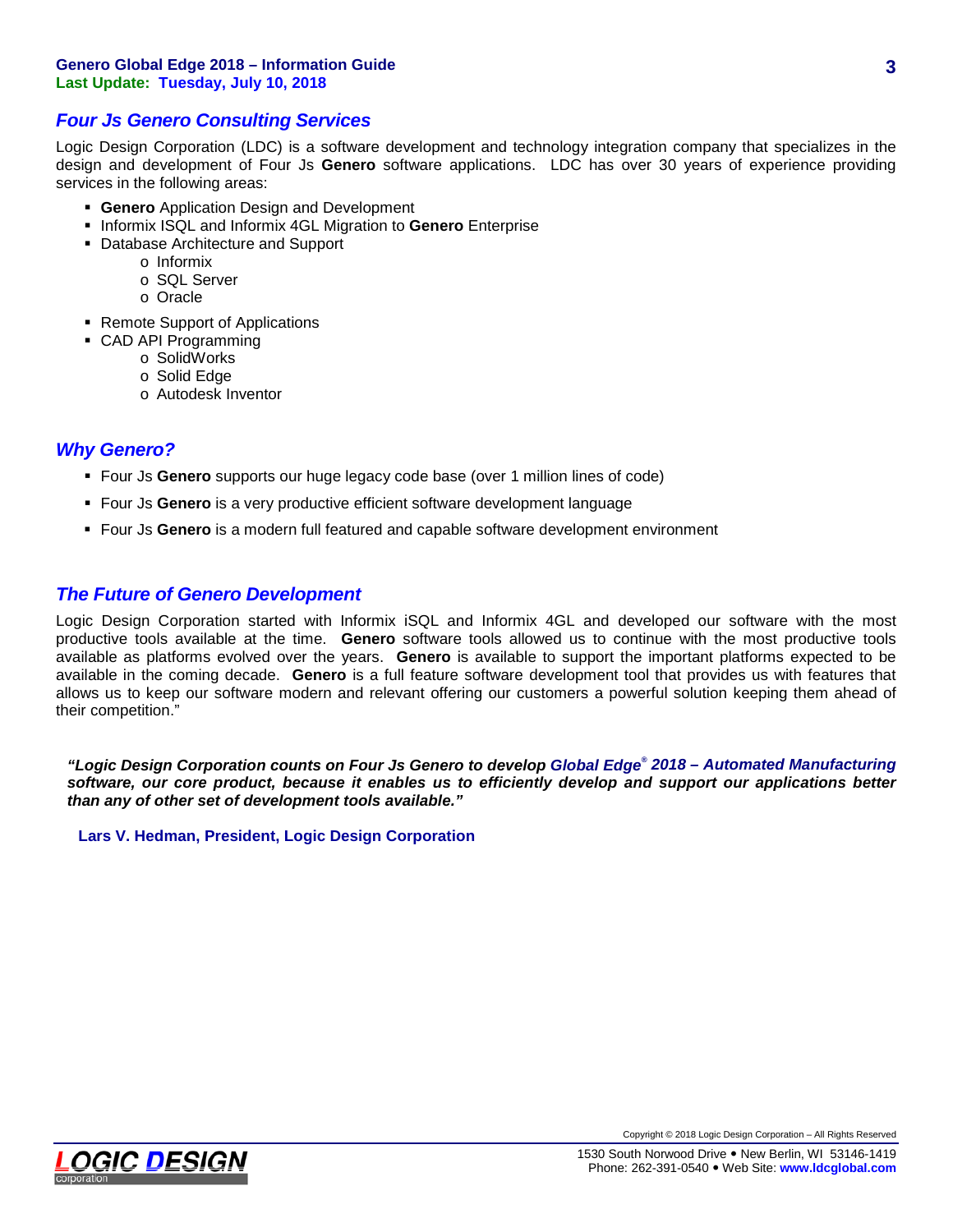## *Four Js Genero Consulting Services*

Logic Design Corporation (LDC) is a software development and technology integration company that specializes in the design and development of Four Js **Genero** software applications. LDC has over 30 years of experience providing services in the following areas:

- **Genero** Application Design and Development
- Informix ISQL and Informix 4GL Migration to **Genero** Enterprise
- Database Architecture and Support
  - Informix
  - SQL Server
  - Oracle
- Remote Support of Applications
- CAD API Programming
  - SolidWorks
  - Solid Edge
  - Autodesk Inventor

## *Why Genero?*

- Four Js **Genero** supports our huge legacy code base (over 1 million lines of code)
- Four Js **Genero** is a very productive efficient software development language
- Four Js **Genero** is a modern full featured and capable software development environment

## *The Future of Genero Development*

Logic Design Corporation started with Informix iSQL and Informix 4GL and developed our software with the most productive tools available at the time. **Genero** software tools allowed us to continue with the most productive tools available as platforms evolved over the years. **Genero** is available to support the important platforms expected to be available in the coming decade. **Genero** is a full feature software development tool that provides us with features that allows us to keep our software modern and relevant offering our customers a powerful solution keeping them ahead of their competition."

***"Logic Design Corporation counts on Four Js Genero to develop Global Edge® 2018 – Automated Manufacturing software, our core product, because it enables us to efficiently develop and support our applications better than any of other set of development tools available."***

**Lars V. Hedman, President, Logic Design Corporation**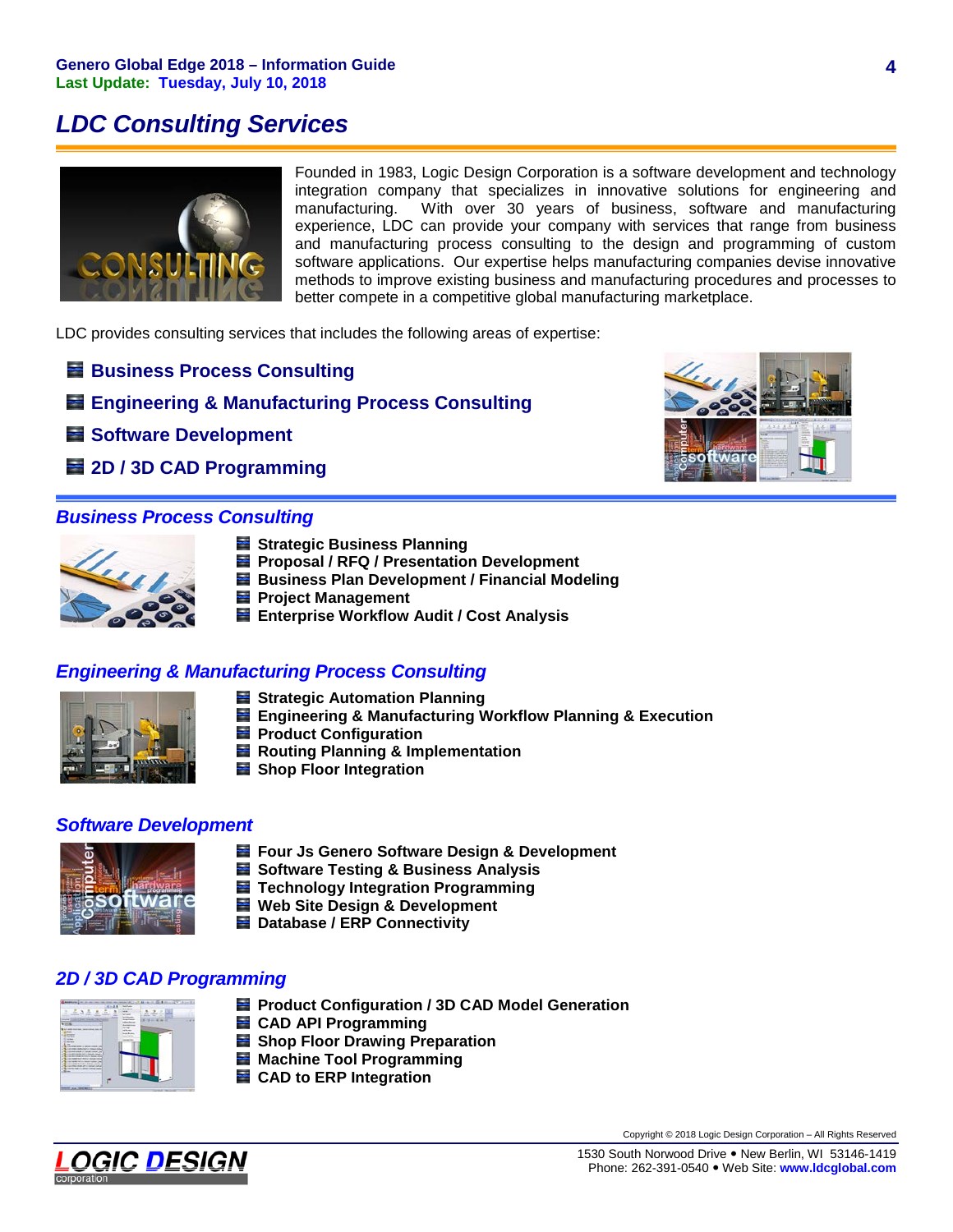# LDC Consulting Services

Founded in 1983, Logic Design Corporation is a software development and technology integration company that specializes in innovative solutions for engineering and manufacturing. With over 30 years of business, software and manufacturing experience, LDC can provide your company with services that range from business and manufacturing process consulting to the design and programming of custom software applications. Our expertise helps manufacturing companies devise innovative methods to improve existing business and manufacturing procedures and processes to better compete in a competitive global manufacturing marketplace.

LDC provides consulting services that includes the following areas of expertise:

- **Business Process Consulting**
- **Engineering & Manufacturing Process Consulting**
- **Software Development**
- **2D / 3D CAD Programming**

## Business Process Consulting

- **Strategic Business Planning**
- **Proposal / RFQ / Presentation Development**
- **Business Plan Development / Financial Modeling**
- **Project Management**
- **Enterprise Workflow Audit / Cost Analysis**

## Engineering & Manufacturing Process Consulting

- **Strategic Automation Planning**
- **Engineering & Manufacturing Workflow Planning & Execution**
- **Product Configuration**
- **Routing Planning & Implementation**
- **Shop Floor Integration**

## Software Development

- **Four Js Genero Software Design & Development**
- **Software Testing & Business Analysis**
- **Technology Integration Programming**
- **Web Site Design & Development**
- **Database / ERP Connectivity**

## 2D / 3D CAD Programming

- **Product Configuration / 3D CAD Model Generation**
- **CAD API Programming**
- **Shop Floor Drawing Preparation**
- **Machine Tool Programming**
- **CAD to ERP Integration**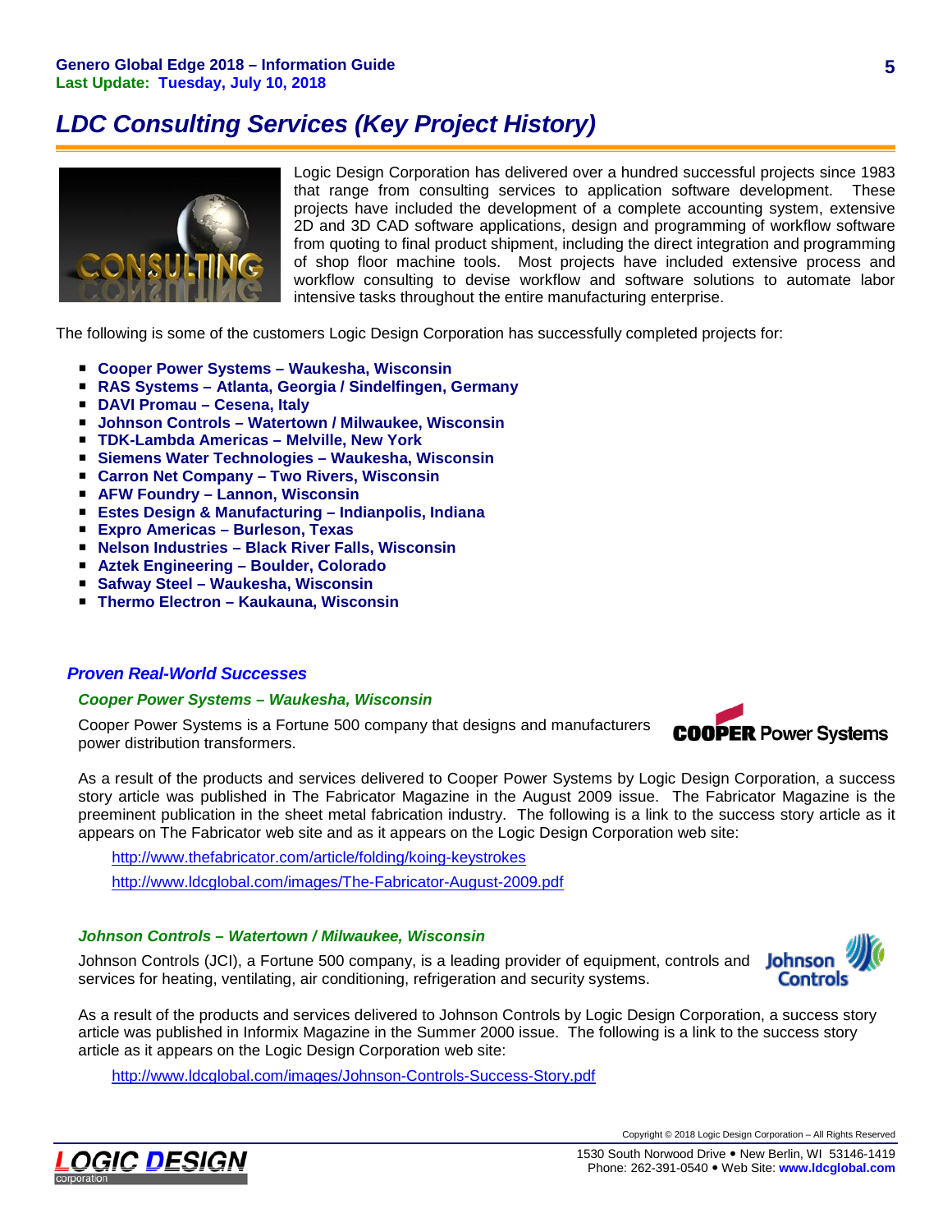# LDC Consulting Services (Key Project History)

Logic Design Corporation has delivered over a hundred successful projects since 1983 that range from consulting services to application software development. These projects have included the development of a complete accounting system, extensive 2D and 3D CAD software applications, design and programming of workflow software from quoting to final product shipment, including the direct integration and programming of shop floor machine tools. Most projects have included extensive process and workflow consulting to devise workflow and software solutions to automate labor intensive tasks throughout the entire manufacturing enterprise.

The following is some of the customers Logic Design Corporation has successfully completed projects for:

- **Cooper Power Systems – Waukesha, Wisconsin**
- **RAS Systems – Atlanta, Georgia / Sindelfingen, Germany**
- **DAVI Promau – Cesena, Italy**
- **Johnson Controls – Watertown / Milwaukee, Wisconsin**
- **TDK-Lambda Americas – Melville, New York**
- **Siemens Water Technologies – Waukesha, Wisconsin**
- **Carron Net Company – Two Rivers, Wisconsin**
- **AFW Foundry – Lannon, Wisconsin**
- **Estes Design & Manufacturing – Indianpolis, Indiana**
- **Expro Americas – Burleson, Texas**
- **Nelson Industries – Black River Falls, Wisconsin**
- **Aztek Engineering – Boulder, Colorado**
- **Safway Steel – Waukesha, Wisconsin**
- **Thermo Electron – Kaukauna, Wisconsin**

## Proven Real-World Successes

### Cooper Power Systems – Waukesha, Wisconsin

Cooper Power Systems is a Fortune 500 company that designs and manufacturers power distribution transformers.

As a result of the products and services delivered to Cooper Power Systems by Logic Design Corporation, a success story article was published in The Fabricator Magazine in the August 2009 issue. The Fabricator Magazine is the preeminent publication in the sheet metal fabrication industry. The following is a link to the success story article as it appears on The Fabricator web site and as it appears on the Logic Design Corporation web site:

http://www.thefabricator.com/article/folding/koing-keystrokes

http://www.ldcglobal.com/images/The-Fabricator-August-2009.pdf

### Johnson Controls – Watertown / Milwaukee, Wisconsin

Johnson Controls (JCI), a Fortune 500 company, is a leading provider of equipment, controls and services for heating, ventilating, air conditioning, refrigeration and security systems.

As a result of the products and services delivered to Johnson Controls by Logic Design Corporation, a success story article was published in Informix Magazine in the Summer 2000 issue. The following is a link to the success story article as it appears on the Logic Design Corporation web site:

http://www.ldcglobal.com/images/Johnson-Controls-Success-Story.pdf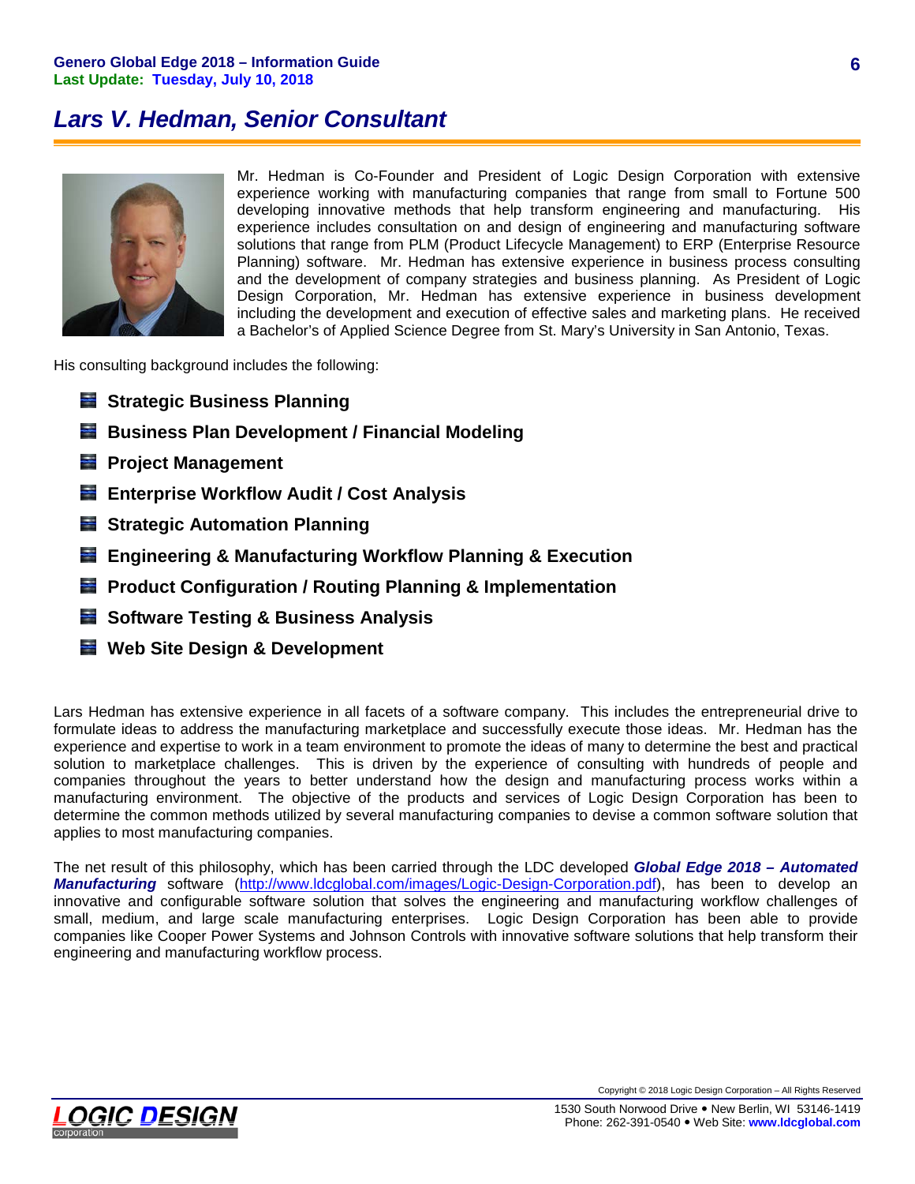# *Lars V. Hedman, Senior Consultant*

Mr. Hedman is Co-Founder and President of Logic Design Corporation with extensive experience working with manufacturing companies that range from small to Fortune 500 developing innovative methods that help transform engineering and manufacturing. His experience includes consultation on and design of engineering and manufacturing software solutions that range from PLM (Product Lifecycle Management) to ERP (Enterprise Resource Planning) software. Mr. Hedman has extensive experience in business process consulting and the development of company strategies and business planning. As President of Logic Design Corporation, Mr. Hedman has extensive experience in business development including the development and execution of effective sales and marketing plans. He received a Bachelor's of Applied Science Degree from St. Mary's University in San Antonio, Texas.

His consulting background includes the following:

- **Strategic Business Planning**
- **Business Plan Development / Financial Modeling**
- **Project Management**
- **Enterprise Workflow Audit / Cost Analysis**
- **Strategic Automation Planning**
- **Engineering & Manufacturing Workflow Planning & Execution**
- **Product Configuration / Routing Planning & Implementation**
- **Software Testing & Business Analysis**
- **Web Site Design & Development**

Lars Hedman has extensive experience in all facets of a software company. This includes the entrepreneurial drive to formulate ideas to address the manufacturing marketplace and successfully execute those ideas. Mr. Hedman has the experience and expertise to work in a team environment to promote the ideas of many to determine the best and practical solution to marketplace challenges. This is driven by the experience of consulting with hundreds of people and companies throughout the years to better understand how the design and manufacturing process works within a manufacturing environment. The objective of the products and services of Logic Design Corporation has been to determine the common methods utilized by several manufacturing companies to devise a common software solution that applies to most manufacturing companies.

The net result of this philosophy, which has been carried through the LDC developed ***Global Edge 2018 – Automated Manufacturing*** software (http://www.ldcglobal.com/images/Logic-Design-Corporation.pdf), has been to develop an innovative and configurable software solution that solves the engineering and manufacturing workflow challenges of small, medium, and large scale manufacturing enterprises. Logic Design Corporation has been able to provide companies like Cooper Power Systems and Johnson Controls with innovative software solutions that help transform their engineering and manufacturing workflow process.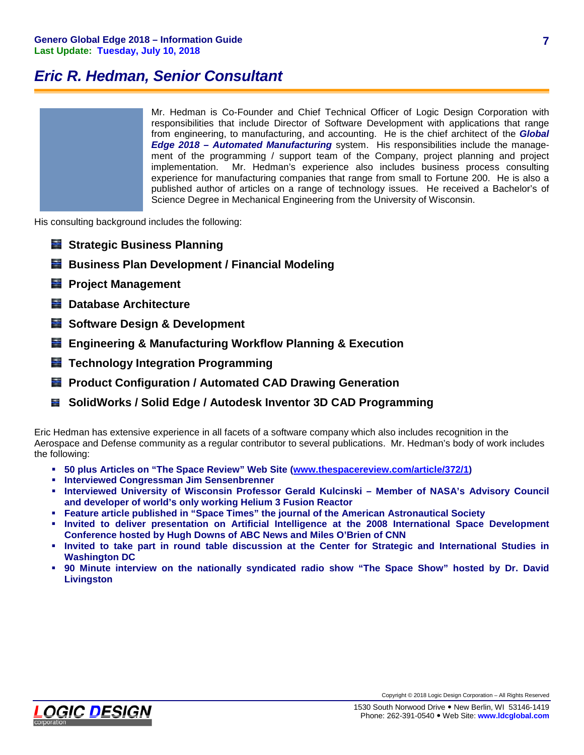# *Eric R. Hedman, Senior Consultant*

Mr. Hedman is Co-Founder and Chief Technical Officer of Logic Design Corporation with responsibilities that include Director of Software Development with applications that range from engineering, to manufacturing, and accounting. He is the chief architect of the ***Global Edge 2018 – Automated Manufacturing*** system. His responsibilities include the management of the programming / support team of the Company, project planning and project implementation. Mr. Hedman's experience also includes business process consulting experience for manufacturing companies that range from small to Fortune 200. He is also a published author of articles on a range of technology issues. He received a Bachelor's of Science Degree in Mechanical Engineering from the University of Wisconsin.

His consulting background includes the following:

- **Strategic Business Planning**
- **Business Plan Development / Financial Modeling**
- **Project Management**
- **Database Architecture**
- **Software Design & Development**
- **Engineering & Manufacturing Workflow Planning & Execution**
- **Technology Integration Programming**
- **Product Configuration / Automated CAD Drawing Generation**
- **SolidWorks / Solid Edge / Autodesk Inventor 3D CAD Programming**

Eric Hedman has extensive experience in all facets of a software company which also includes recognition in the Aerospace and Defense community as a regular contributor to several publications. Mr. Hedman's body of work includes the following:

- **50 plus Articles on "The Space Review" Web Site (www.thespacereview.com/article/372/1)**
- **Interviewed Congressman Jim Sensenbrenner**
- **Interviewed University of Wisconsin Professor Gerald Kulcinski – Member of NASA's Advisory Council and developer of world's only working Helium 3 Fusion Reactor**
- **Feature article published in "Space Times" the journal of the American Astronautical Society**
- **Invited to deliver presentation on Artificial Intelligence at the 2008 International Space Development Conference hosted by Hugh Downs of ABC News and Miles O'Brien of CNN**
- **Invited to take part in round table discussion at the Center for Strategic and International Studies in Washington DC**
- **90 Minute interview on the nationally syndicated radio show "The Space Show" hosted by Dr. David Livingston**